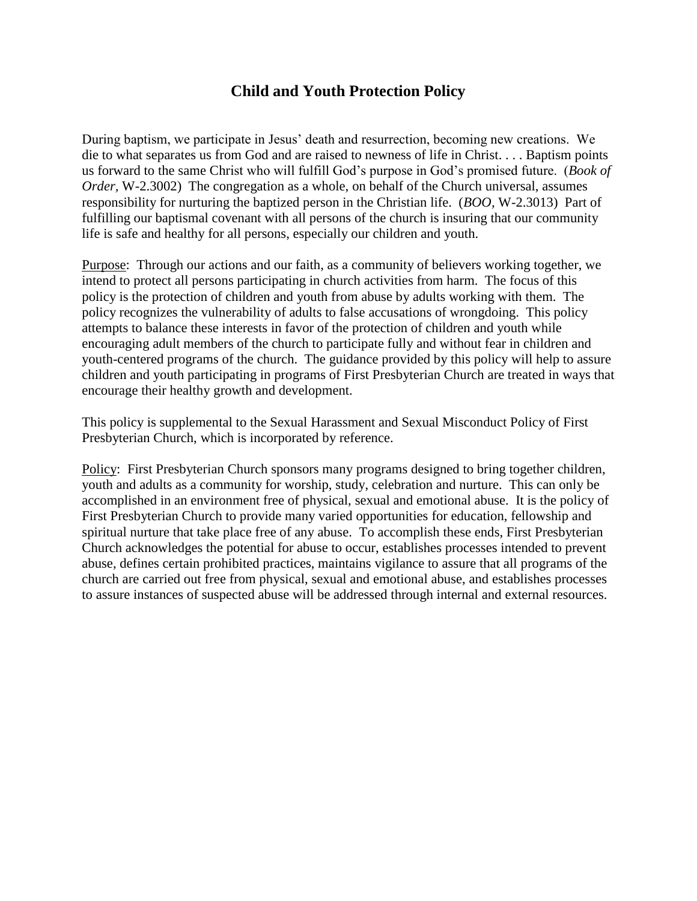## Child and Youth Protection Policy

During baptism, we participate in Jesus' death and resurrection, becoming new creations. We die to what separates us from God and are raised to newness of life in Christ. . . . Baptism points us forward to the same Christ who will fulfill God's purpose in God's promised future. (*Book of Order,* W-2.3002) The congregation as a whole, on behalf of the Church universal, assumes responsibility for nurturing the baptized person in the Christian life. (*BOO,* W-2.3013) Part of fulfilling our baptismal covenant with all persons of the church is insuring that our community life is safe and healthy for all persons, especially our children and youth.

Purpose: Through our actions and our faith, as a community of believers working together, we intend to protect all persons participating in church activities from harm. The focus of this policy is the protection of children and youth from abuse by adults working with them. The policy recognizes the vulnerability of adults to false accusations of wrongdoing. This policy attempts to balance these interests in favor of the protection of children and youth while encouraging adult members of the church to participate fully and without fear in children and youth-centered programs of the church. The guidance provided by this policy will help to assure children and youth participating in programs of First Presbyterian Church are treated in ways that encourage their healthy growth and development.

This policy is supplemental to the Sexual Harassment and Sexual Misconduct Policy of First Presbyterian Church, which is incorporated by reference.

Policy: First Presbyterian Church sponsors many programs designed to bring together children, youth and adults as a community for worship, study, celebration and nurture. This can only be accomplished in an environment free of physical, sexual and emotional abuse. It is the policy of First Presbyterian Church to provide many varied opportunities for education, fellowship and spiritual nurture that take place free of any abuse. To accomplish these ends, First Presbyterian Church acknowledges the potential for abuse to occur, establishes processes intended to prevent abuse, defines certain prohibited practices, maintains vigilance to assure that all programs of the church are carried out free from physical, sexual and emotional abuse, and establishes processes to assure instances of suspected abuse will be addressed through internal and external resources.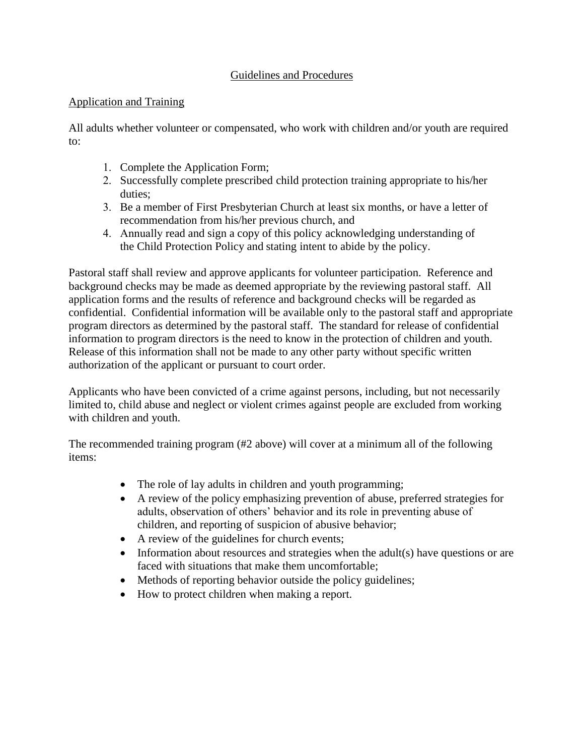## Guidelines and Procedures

### Application and Training

All adults whether volunteer or compensated, who work with children and/or youth are required to:

1. Complete the Application Form;
2. Successfully complete prescribed child protection training appropriate to his/her duties;
3. Be a member of First Presbyterian Church at least six months, or have a letter of recommendation from his/her previous church, and
4. Annually read and sign a copy of this policy acknowledging understanding of the Child Protection Policy and stating intent to abide by the policy.

Pastoral staff shall review and approve applicants for volunteer participation. Reference and background checks may be made as deemed appropriate by the reviewing pastoral staff. All application forms and the results of reference and background checks will be regarded as confidential. Confidential information will be available only to the pastoral staff and appropriate program directors as determined by the pastoral staff. The standard for release of confidential information to program directors is the need to know in the protection of children and youth. Release of this information shall not be made to any other party without specific written authorization of the applicant or pursuant to court order.

Applicants who have been convicted of a crime against persons, including, but not necessarily limited to, child abuse and neglect or violent crimes against people are excluded from working with children and youth.

The recommended training program (#2 above) will cover at a minimum all of the following items:

- The role of lay adults in children and youth programming;
- A review of the policy emphasizing prevention of abuse, preferred strategies for adults, observation of others' behavior and its role in preventing abuse of children, and reporting of suspicion of abusive behavior;
- A review of the guidelines for church events;
- Information about resources and strategies when the adult(s) have questions or are faced with situations that make them uncomfortable;
- Methods of reporting behavior outside the policy guidelines;
- How to protect children when making a report.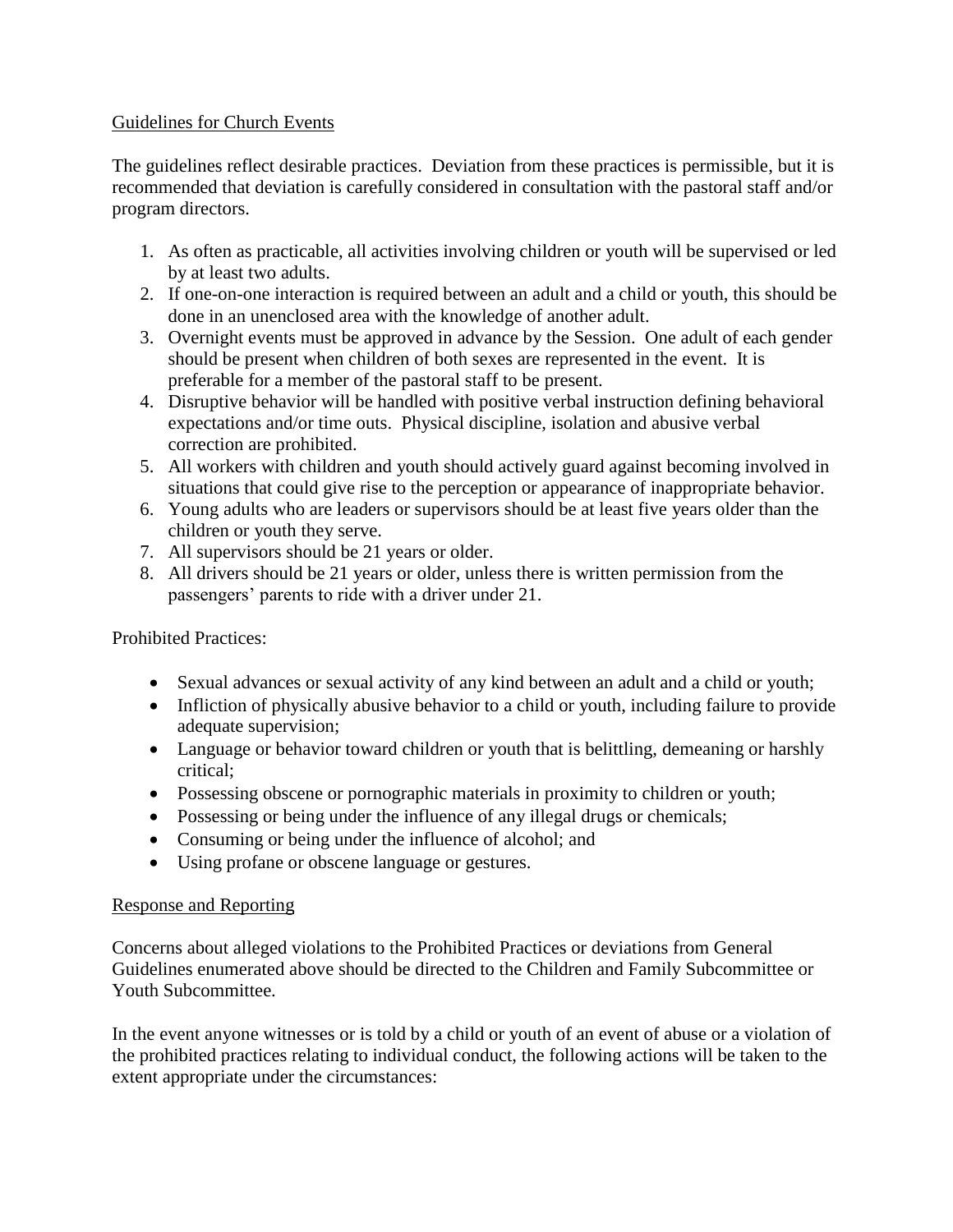## Guidelines for Church Events

The guidelines reflect desirable practices. Deviation from these practices is permissible, but it is recommended that deviation is carefully considered in consultation with the pastoral staff and/or program directors.

1. As often as practicable, all activities involving children or youth will be supervised or led by at least two adults.
2. If one-on-one interaction is required between an adult and a child or youth, this should be done in an unenclosed area with the knowledge of another adult.
3. Overnight events must be approved in advance by the Session. One adult of each gender should be present when children of both sexes are represented in the event. It is preferable for a member of the pastoral staff to be present.
4. Disruptive behavior will be handled with positive verbal instruction defining behavioral expectations and/or time outs. Physical discipline, isolation and abusive verbal correction are prohibited.
5. All workers with children and youth should actively guard against becoming involved in situations that could give rise to the perception or appearance of inappropriate behavior.
6. Young adults who are leaders or supervisors should be at least five years older than the children or youth they serve.
7. All supervisors should be 21 years or older.
8. All drivers should be 21 years or older, unless there is written permission from the passengers' parents to ride with a driver under 21.

Prohibited Practices:

- Sexual advances or sexual activity of any kind between an adult and a child or youth;
- Infliction of physically abusive behavior to a child or youth, including failure to provide adequate supervision;
- Language or behavior toward children or youth that is belittling, demeaning or harshly critical;
- Possessing obscene or pornographic materials in proximity to children or youth;
- Possessing or being under the influence of any illegal drugs or chemicals;
- Consuming or being under the influence of alcohol; and
- Using profane or obscene language or gestures.

## Response and Reporting

Concerns about alleged violations to the Prohibited Practices or deviations from General Guidelines enumerated above should be directed to the Children and Family Subcommittee or Youth Subcommittee.

In the event anyone witnesses or is told by a child or youth of an event of abuse or a violation of the prohibited practices relating to individual conduct, the following actions will be taken to the extent appropriate under the circumstances: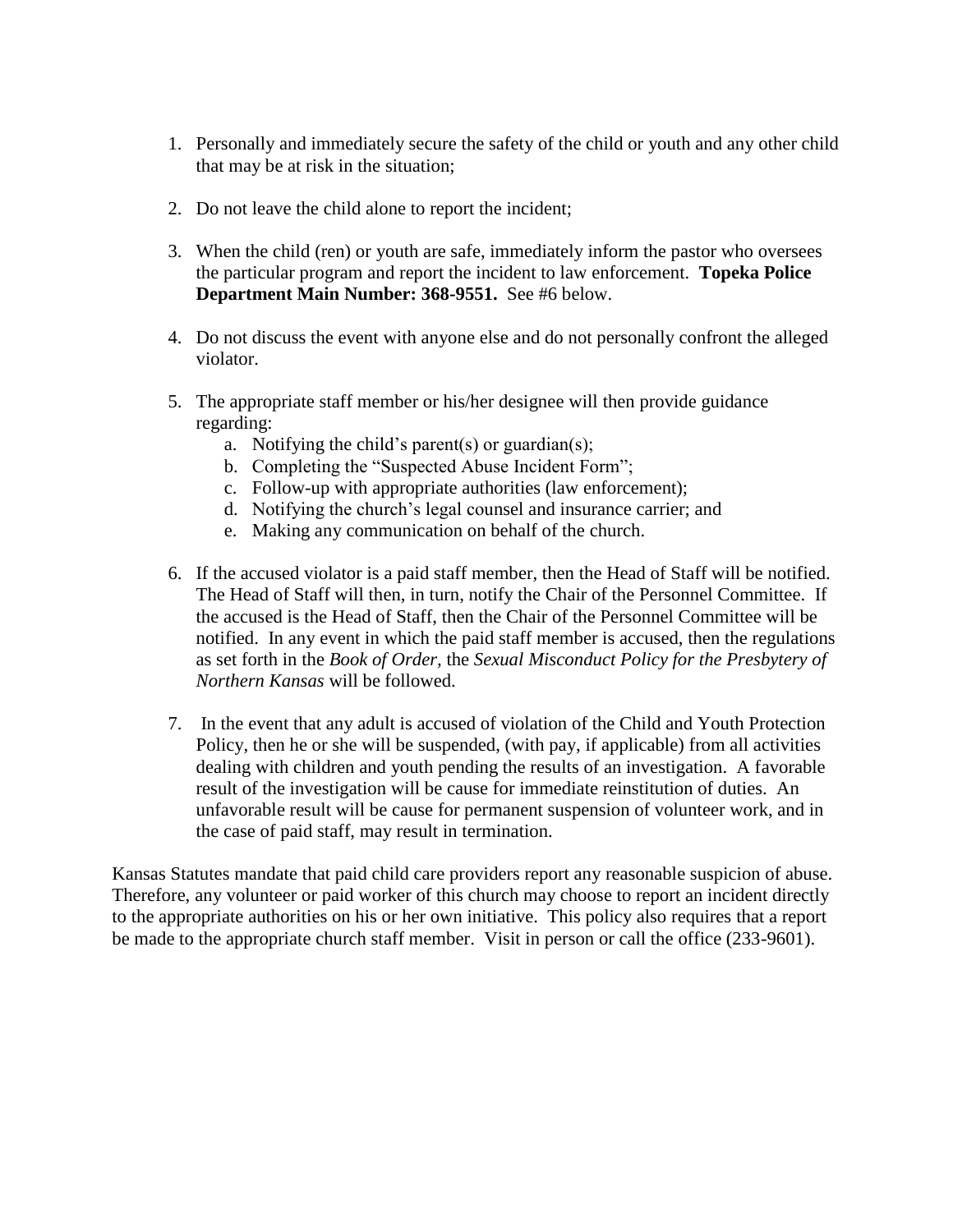1. Personally and immediately secure the safety of the child or youth and any other child that may be at risk in the situation;

2. Do not leave the child alone to report the incident;

3. When the child (ren) or youth are safe, immediately inform the pastor who oversees the particular program and report the incident to law enforcement. **Topeka Police Department Main Number: 368-9551.** See #6 below.

4. Do not discuss the event with anyone else and do not personally confront the alleged violator.

5. The appropriate staff member or his/her designee will then provide guidance regarding:
   a. Notifying the child's parent(s) or guardian(s);
   b. Completing the "Suspected Abuse Incident Form";
   c. Follow-up with appropriate authorities (law enforcement);
   d. Notifying the church's legal counsel and insurance carrier; and
   e. Making any communication on behalf of the church.

6. If the accused violator is a paid staff member, then the Head of Staff will be notified. The Head of Staff will then, in turn, notify the Chair of the Personnel Committee. If the accused is the Head of Staff, then the Chair of the Personnel Committee will be notified. In any event in which the paid staff member is accused, then the regulations as set forth in the *Book of Order,* the *Sexual Misconduct Policy for the Presbytery of Northern Kansas* will be followed.

7. In the event that any adult is accused of violation of the Child and Youth Protection Policy, then he or she will be suspended, (with pay, if applicable) from all activities dealing with children and youth pending the results of an investigation. A favorable result of the investigation will be cause for immediate reinstitution of duties. An unfavorable result will be cause for permanent suspension of volunteer work, and in the case of paid staff, may result in termination.

Kansas Statutes mandate that paid child care providers report any reasonable suspicion of abuse. Therefore, any volunteer or paid worker of this church may choose to report an incident directly to the appropriate authorities on his or her own initiative. This policy also requires that a report be made to the appropriate church staff member. Visit in person or call the office (233-9601).